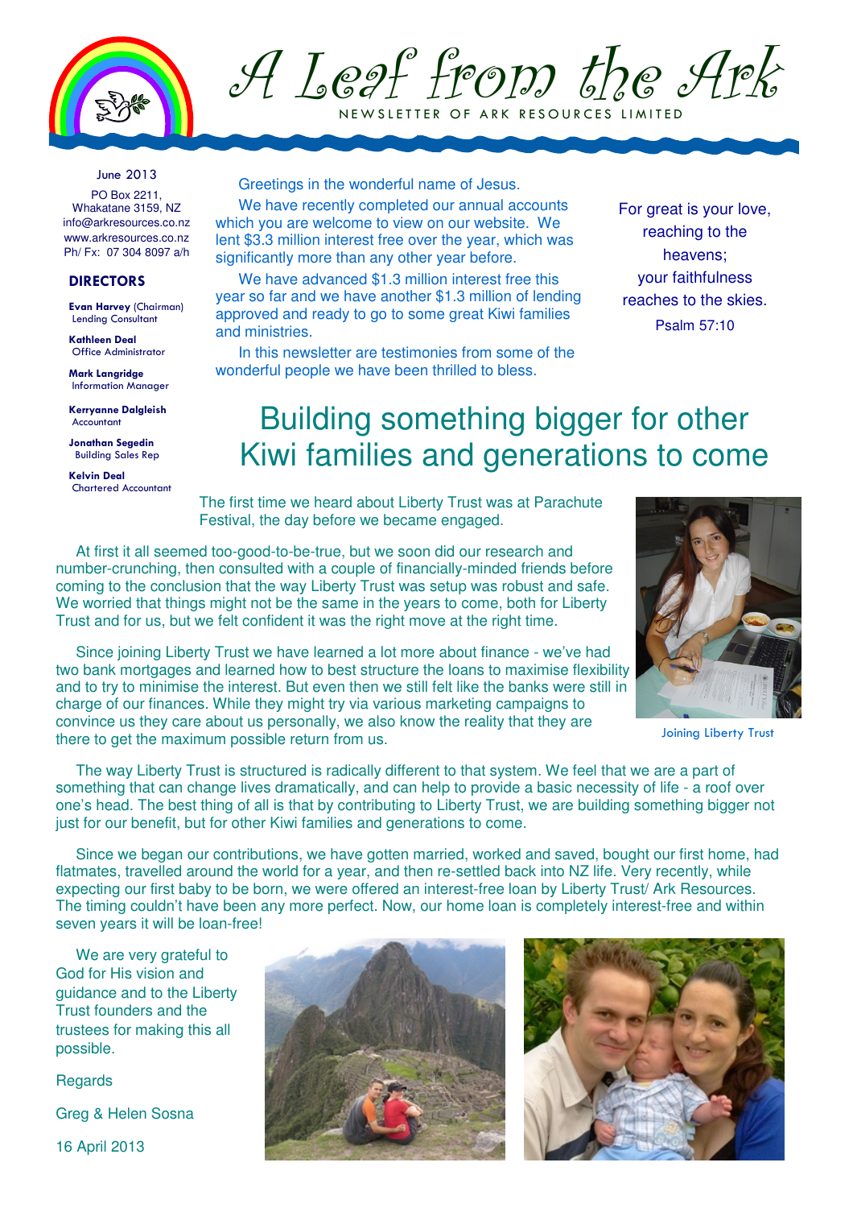# A Leaf from the Ark

NEWSLETTER OF ARK RESOURCES LIMITED

June 2013

PO Box 2211,
Whakatane 3159, NZ
info@arkresources.co.nz
www.arkresources.co.nz
Ph/ Fx: 07 304 8097 a/h

**DIRECTORS**

**Evan Harvey** (Chairman)
Lending Consultant

**Kathleen Deal**
Office Administrator

**Mark Langridge**
Information Manager

**Kerryanne Dalgleish**
Accountant

**Jonathan Segedin**
Building Sales Rep

**Kelvin Deal**
Chartered Accountant

Greetings in the wonderful name of Jesus.

We have recently completed our annual accounts which you are welcome to view on our website. We lent $3.3 million interest free over the year, which was significantly more than any other year before.

We have advanced $1.3 million interest free this year so far and we have another $1.3 million of lending approved and ready to go to some great Kiwi families and ministries.

In this newsletter are testimonies from some of the wonderful people we have been thrilled to bless.

For great is your love, reaching to the heavens; your faithfulness reaches to the skies.
Psalm 57:10

## Building something bigger for other Kiwi families and generations to come

The first time we heard about Liberty Trust was at Parachute Festival, the day before we became engaged.

At first it all seemed too-good-to-be-true, but we soon did our research and number-crunching, then consulted with a couple of financially-minded friends before coming to the conclusion that the way Liberty Trust was setup was robust and safe. We worried that things might not be the same in the years to come, both for Liberty Trust and for us, but we felt confident it was the right move at the right time.

Since joining Liberty Trust we have learned a lot more about finance - we've had two bank mortgages and learned how to best structure the loans to maximise flexibility and to try to minimise the interest. But even then we still felt like the banks were still in charge of our finances. While they might try via various marketing campaigns to convince us they care about us personally, we also know the reality that they are there to get the maximum possible return from us.

Joining Liberty Trust

The way Liberty Trust is structured is radically different to that system. We feel that we are a part of something that can change lives dramatically, and can help to provide a basic necessity of life - a roof over one's head. The best thing of all is that by contributing to Liberty Trust, we are building something bigger not just for our benefit, but for other Kiwi families and generations to come.

Since we began our contributions, we have gotten married, worked and saved, bought our first home, had flatmates, travelled around the world for a year, and then re-settled back into NZ life. Very recently, while expecting our first baby to be born, we were offered an interest-free loan by Liberty Trust/ Ark Resources. The timing couldn't have been any more perfect. Now, our home loan is completely interest-free and within seven years it will be loan-free!

We are very grateful to God for His vision and guidance and to the Liberty Trust founders and the trustees for making this all possible.

Regards

Greg & Helen Sosna

16 April 2013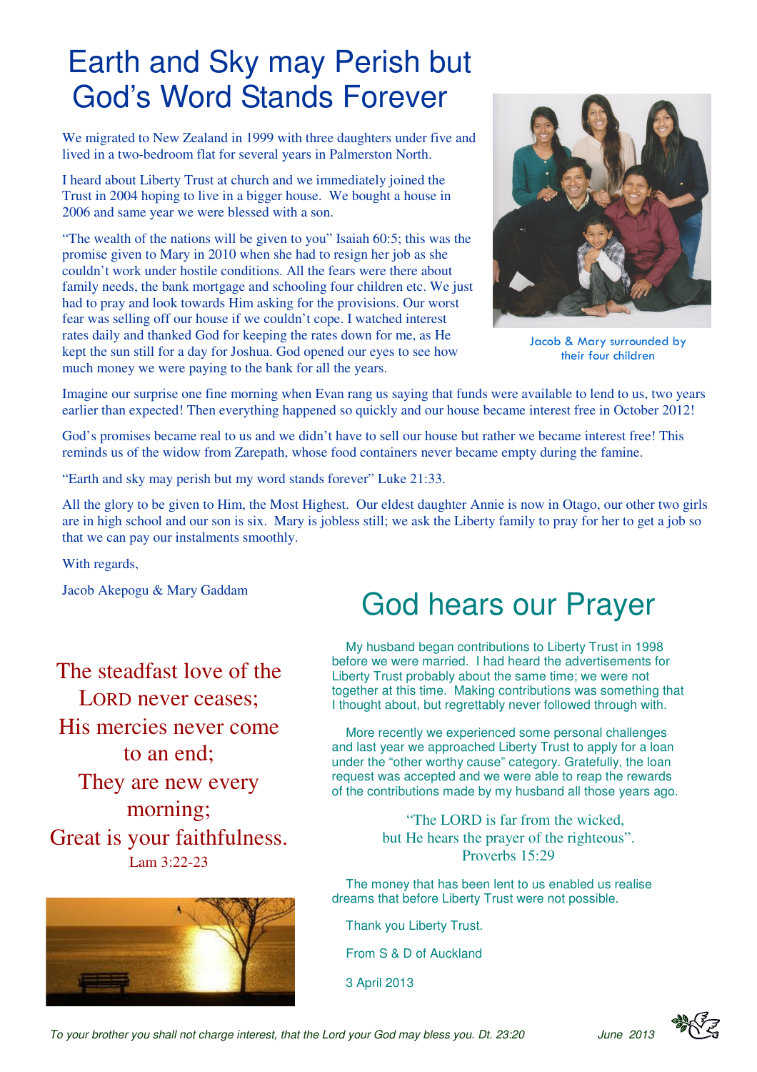# Earth and Sky may Perish but God's Word Stands Forever

We migrated to New Zealand in 1999 with three daughters under five and lived in a two-bedroom flat for several years in Palmerston North.

I heard about Liberty Trust at church and we immediately joined the Trust in 2004 hoping to live in a bigger house. We bought a house in 2006 and same year we were blessed with a son.

"The wealth of the nations will be given to you" Isaiah 60:5; this was the promise given to Mary in 2010 when she had to resign her job as she couldn't work under hostile conditions. All the fears were there about family needs, the bank mortgage and schooling four children etc. We just had to pray and look towards Him asking for the provisions. Our worst fear was selling off our house if we couldn't cope. I watched interest rates daily and thanked God for keeping the rates down for me, as He kept the sun still for a day for Joshua. God opened our eyes to see how much money we were paying to the bank for all the years.

Jacob & Mary surrounded by their four children

Imagine our surprise one fine morning when Evan rang us saying that funds were available to lend to us, two years earlier than expected! Then everything happened so quickly and our house became interest free in October 2012!

God's promises became real to us and we didn't have to sell our house but rather we became interest free! This reminds us of the widow from Zarepath, whose food containers never became empty during the famine.

"Earth and sky may perish but my word stands forever" Luke 21:33.

All the glory to be given to Him, the Most Highest. Our eldest daughter Annie is now in Otago, our other two girls are in high school and our son is six. Mary is jobless still; we ask the Liberty family to pray for her to get a job so that we can pay our instalments smoothly.

With regards,

Jacob Akepogu & Mary Gaddam

The steadfast love of the LORD never ceases;
His mercies never come to an end;
They are new every morning;
Great is your faithfulness.
Lam 3:22-23

# God hears our Prayer

My husband began contributions to Liberty Trust in 1998 before we were married. I had heard the advertisements for Liberty Trust probably about the same time; we were not together at this time. Making contributions was something that I thought about, but regrettably never followed through with.

More recently we experienced some personal challenges and last year we approached Liberty Trust to apply for a loan under the "other worthy cause" category. Gratefully, the loan request was accepted and we were able to reap the rewards of the contributions made by my husband all those years ago.

"The LORD is far from the wicked,
but He hears the prayer of the righteous".
Proverbs 15:29

The money that has been lent to us enabled us realise dreams that before Liberty Trust were not possible.

Thank you Liberty Trust.

From S & D of Auckland

3 April 2013

*To your brother you shall not charge interest, that the Lord your God may bless you. Dt. 23:20*

June 2013